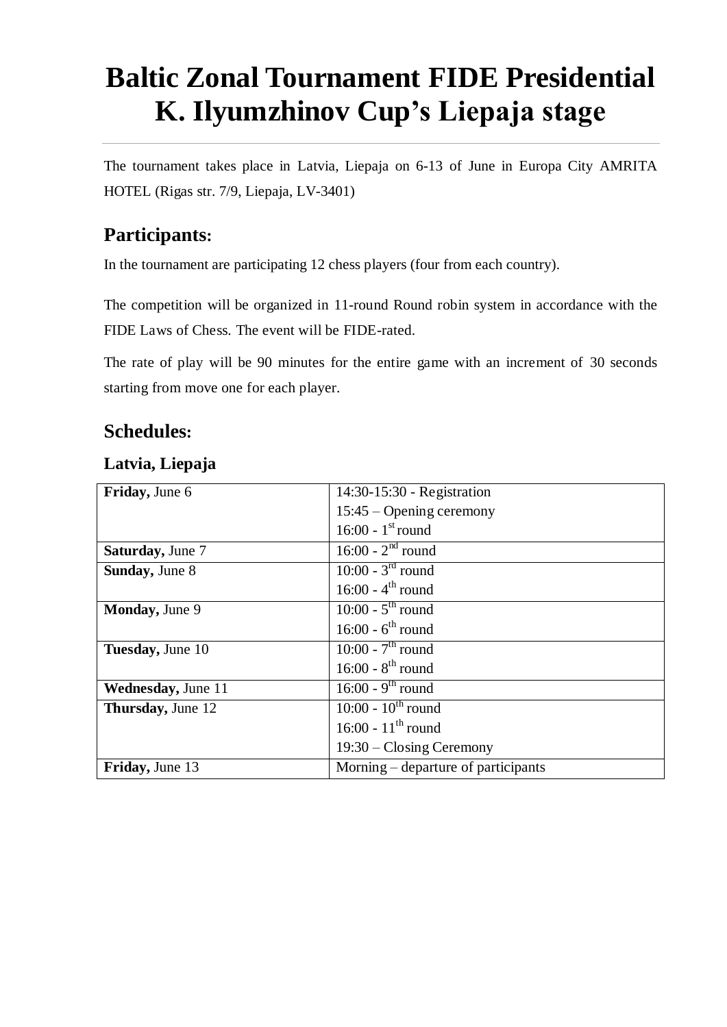# Baltic Zonal Tournament FIDE Presidential K. Ilyumzhinov Cup's Liepaja stage

The tournament takes place in Latvia, Liepaja on 6-13 of June in Europa City AMRITA HOTEL (Rigas str. 7/9, Liepaja, LV-3401)

## Participants:

In the tournament are participating 12 chess players (four from each country).

The competition will be organized in 11-round Round robin system in accordance with the FIDE Laws of Chess. The event will be FIDE-rated.

The rate of play will be 90 minutes for the entire game with an increment of 30 seconds starting from move one for each player.

## Schedules:

### Latvia, Liepaja

| | |
|---|---|
| **Friday,** June 6 | 14:30-15:30 - Registration<br>15:45 – Opening ceremony<br>16:00 - 1st round |
| **Saturday,** June 7 | 16:00 - 2nd round |
| **Sunday,** June 8 | 10:00 - 3rd round<br>16:00 - 4th round |
| **Monday,** June 9 | 10:00 - 5th round<br>16:00 - 6th round |
| **Tuesday,** June 10 | 10:00 - 7th round<br>16:00 - 8th round |
| **Wednesday,** June 11 | 16:00 - 9th round |
| **Thursday,** June 12 | 10:00 - 10th round<br>16:00 - 11th round<br>19:30 – Closing Ceremony |
| **Friday,** June 13 | Morning – departure of participants |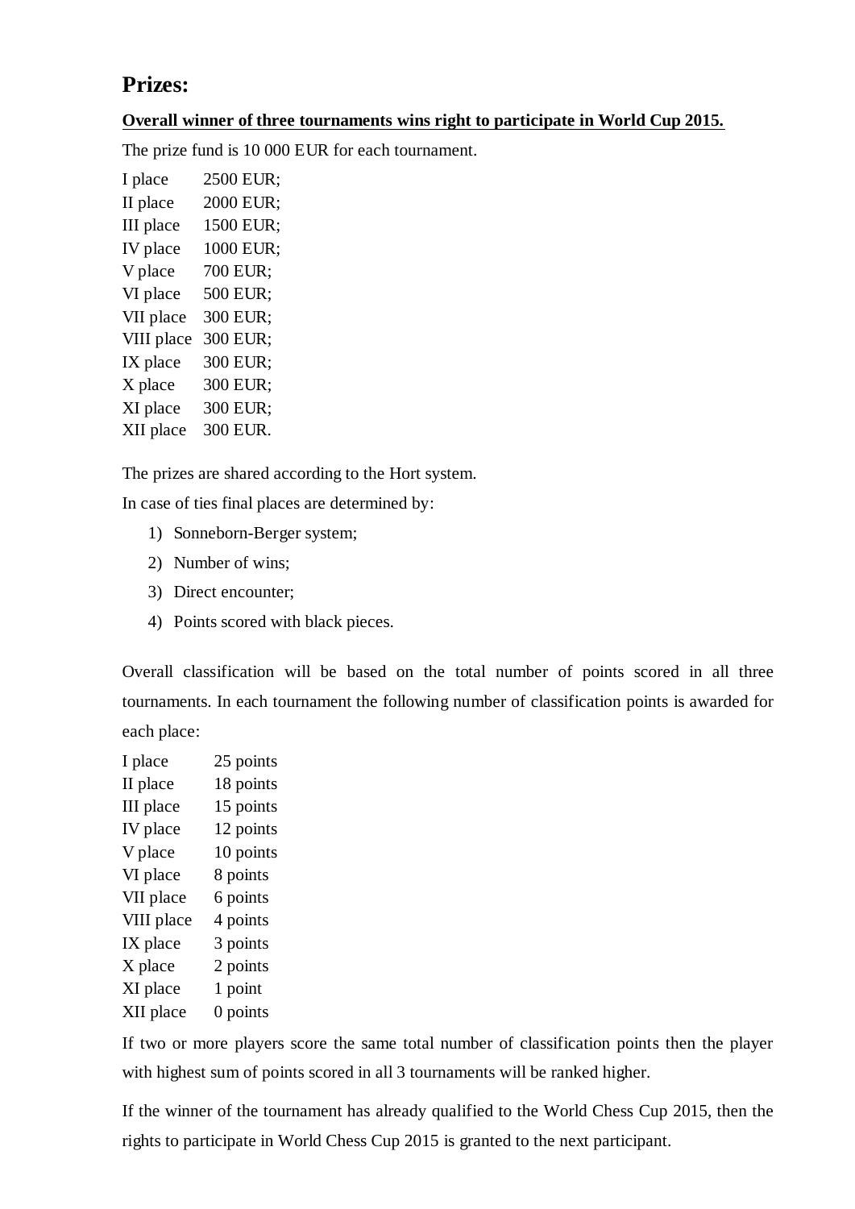## Prizes:

**Overall winner of three tournaments wins right to participate in World Cup 2015.**

The prize fund is 10 000 EUR for each tournament.

| | |
|---|---|
| I place | 2500 EUR; |
| II place | 2000 EUR; |
| III place | 1500 EUR; |
| IV place | 1000 EUR; |
| V place | 700 EUR; |
| VI place | 500 EUR; |
| VII place | 300 EUR; |
| VIII place | 300 EUR; |
| IX place | 300 EUR; |
| X place | 300 EUR; |
| XI place | 300 EUR; |
| XII place | 300 EUR. |

The prizes are shared according to the Hort system.

In case of ties final places are determined by:

1) Sonneborn-Berger system;
2) Number of wins;
3) Direct encounter;
4) Points scored with black pieces.

Overall classification will be based on the total number of points scored in all three tournaments. In each tournament the following number of classification points is awarded for each place:

| | |
|---|---|
| I place | 25 points |
| II place | 18 points |
| III place | 15 points |
| IV place | 12 points |
| V place | 10 points |
| VI place | 8 points |
| VII place | 6 points |
| VIII place | 4 points |
| IX place | 3 points |
| X place | 2 points |
| XI place | 1 point |
| XII place | 0 points |

If two or more players score the same total number of classification points then the player with highest sum of points scored in all 3 tournaments will be ranked higher.

If the winner of the tournament has already qualified to the World Chess Cup 2015, then the rights to participate in World Chess Cup 2015 is granted to the next participant.